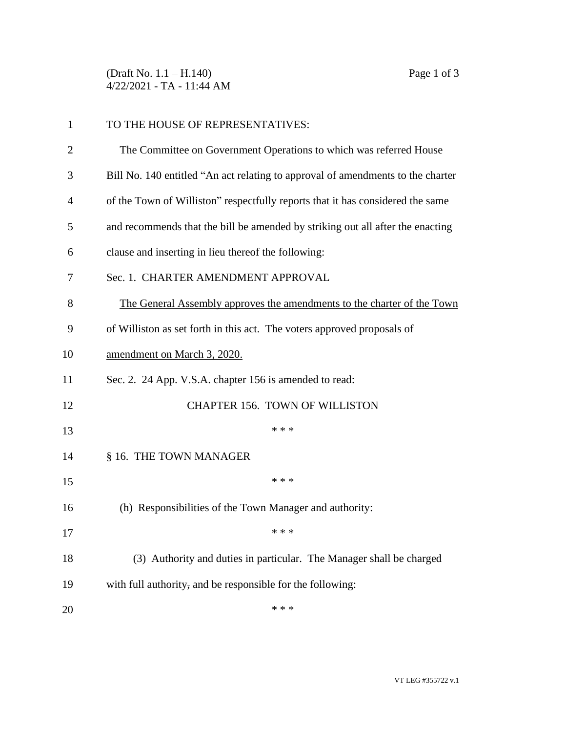(Draft No. 1.1 – H.140)
4/22/2021 - TA - 11:44 AM

TO THE HOUSE OF REPRESENTATIVES:

The Committee on Government Operations to which was referred House Bill No. 140 entitled "An act relating to approval of amendments to the charter of the Town of Williston" respectfully reports that it has considered the same and recommends that the bill be amended by striking out all after the enacting clause and inserting in lieu thereof the following:

Sec. 1. CHARTER AMENDMENT APPROVAL

<u>The General Assembly approves the amendments to the charter of the Town of Williston as set forth in this act. The voters approved proposals of amendment on March 3, 2020.</u>

Sec. 2. 24 App. V.S.A. chapter 156 is amended to read:

CHAPTER 156. TOWN OF WILLISTON

\* \* \*

§ 16. THE TOWN MANAGER

\* \* \*

(h) Responsibilities of the Town Manager and authority:

\* \* \*

(3) Authority and duties in particular. The Manager shall be charged with full authority~~,~~ and be responsible for the following:

\* \* \*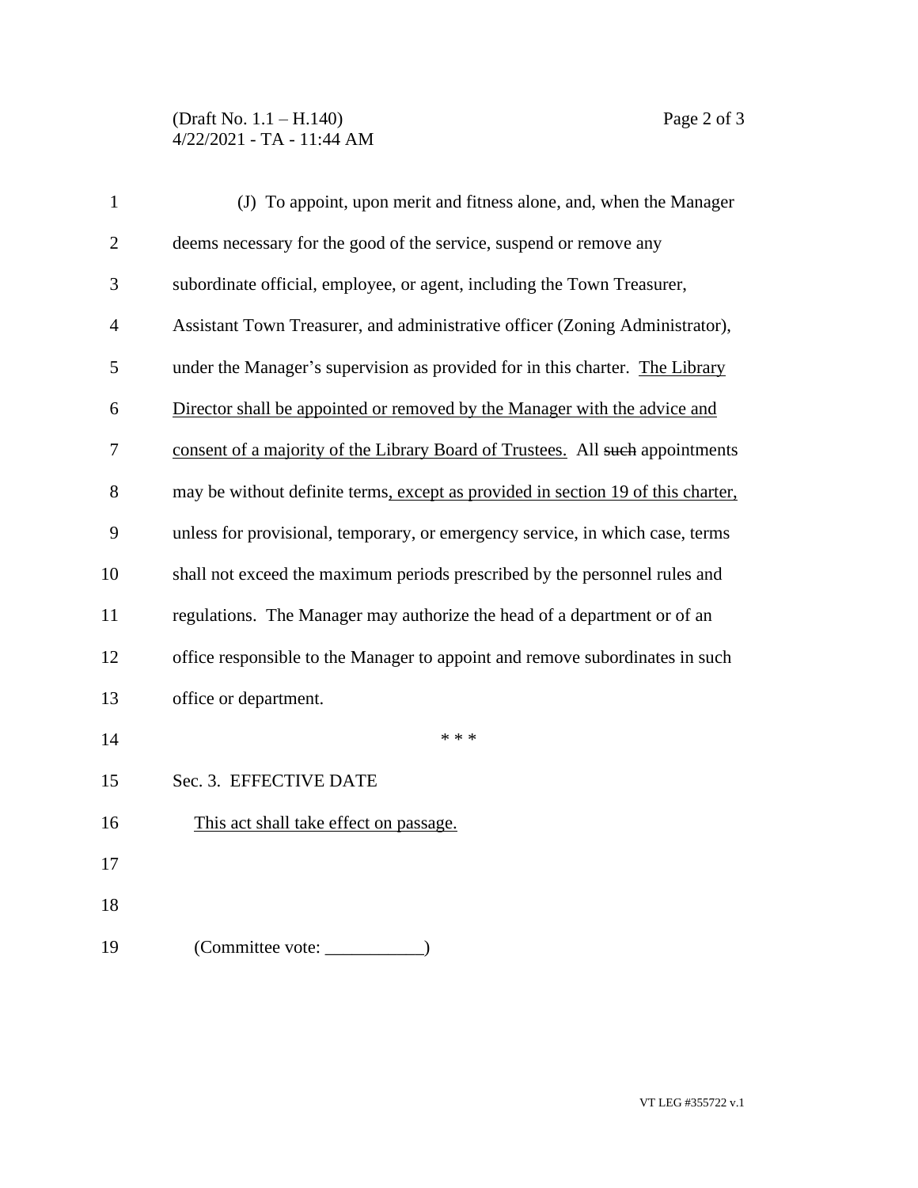(J) To appoint, upon merit and fitness alone, and, when the Manager deems necessary for the good of the service, suspend or remove any subordinate official, employee, or agent, including the Town Treasurer, Assistant Town Treasurer, and administrative officer (Zoning Administrator), under the Manager's supervision as provided for in this charter. <u>The Library Director shall be appointed or removed by the Manager with the advice and consent of a majority of the Library Board of Trustees.</u> All ~~such~~ appointments may be without definite terms<u>, except as provided in section 19 of this charter,</u> unless for provisional, temporary, or emergency service, in which case, terms shall not exceed the maximum periods prescribed by the personnel rules and regulations. The Manager may authorize the head of a department or of an office responsible to the Manager to appoint and remove subordinates in such office or department.

\* \* \*

Sec. 3. EFFECTIVE DATE

<u>This act shall take effect on passage.</u>

(Committee vote: ___________)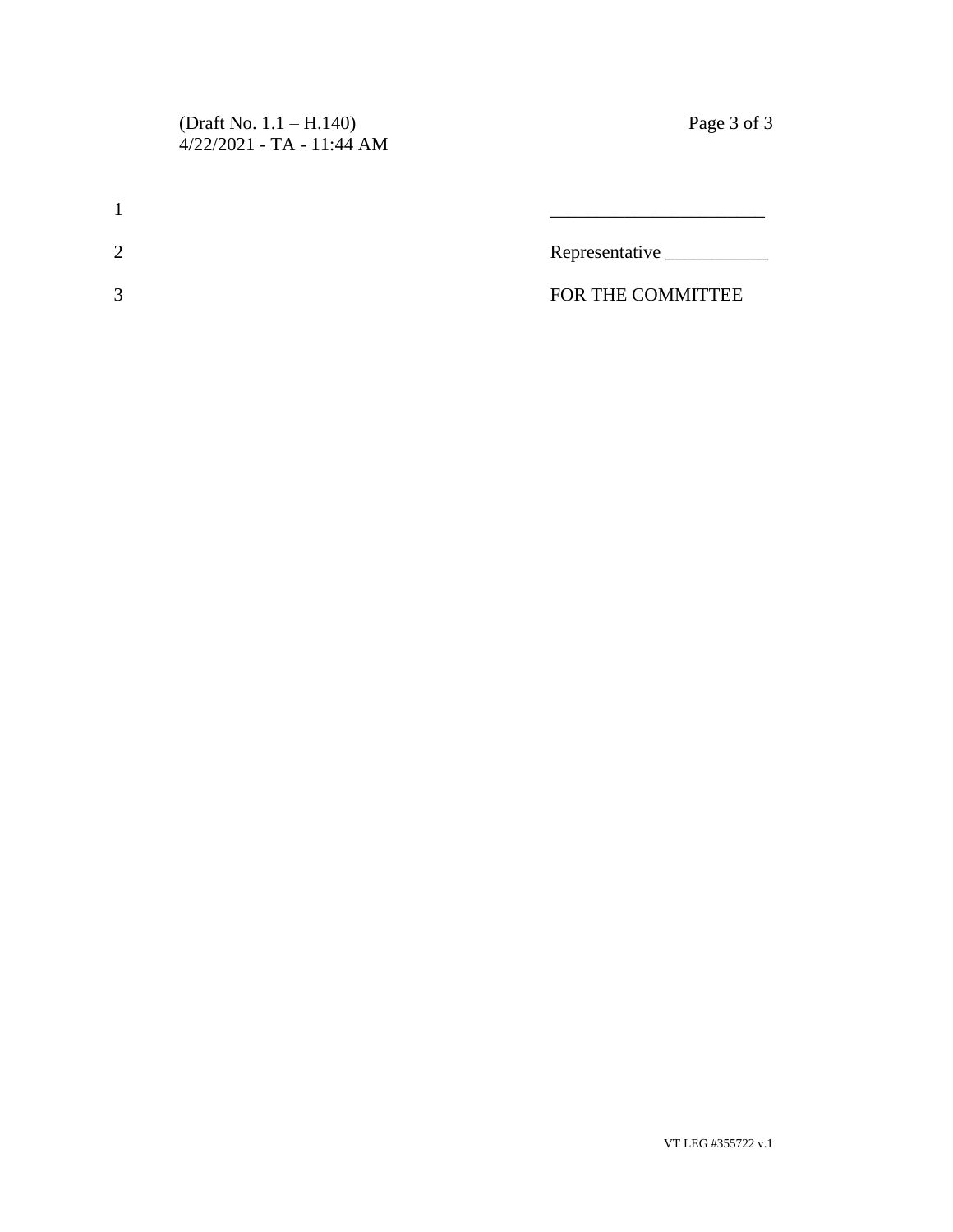_______________________

Representative ___________

FOR THE COMMITTEE